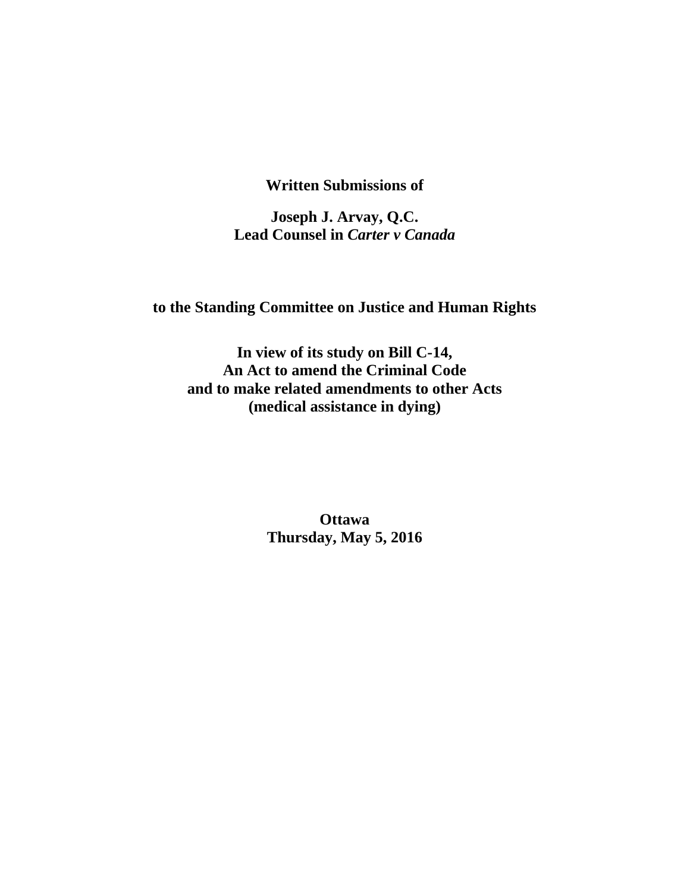**Written Submissions of**

**Joseph J. Arvay, Q.C.**
**Lead Counsel in *Carter v Canada***

**to the Standing Committee on Justice and Human Rights**

**In view of its study on Bill C-14,**
**An Act to amend the Criminal Code**
**and to make related amendments to other Acts**
**(medical assistance in dying)**

**Ottawa**
**Thursday, May 5, 2016**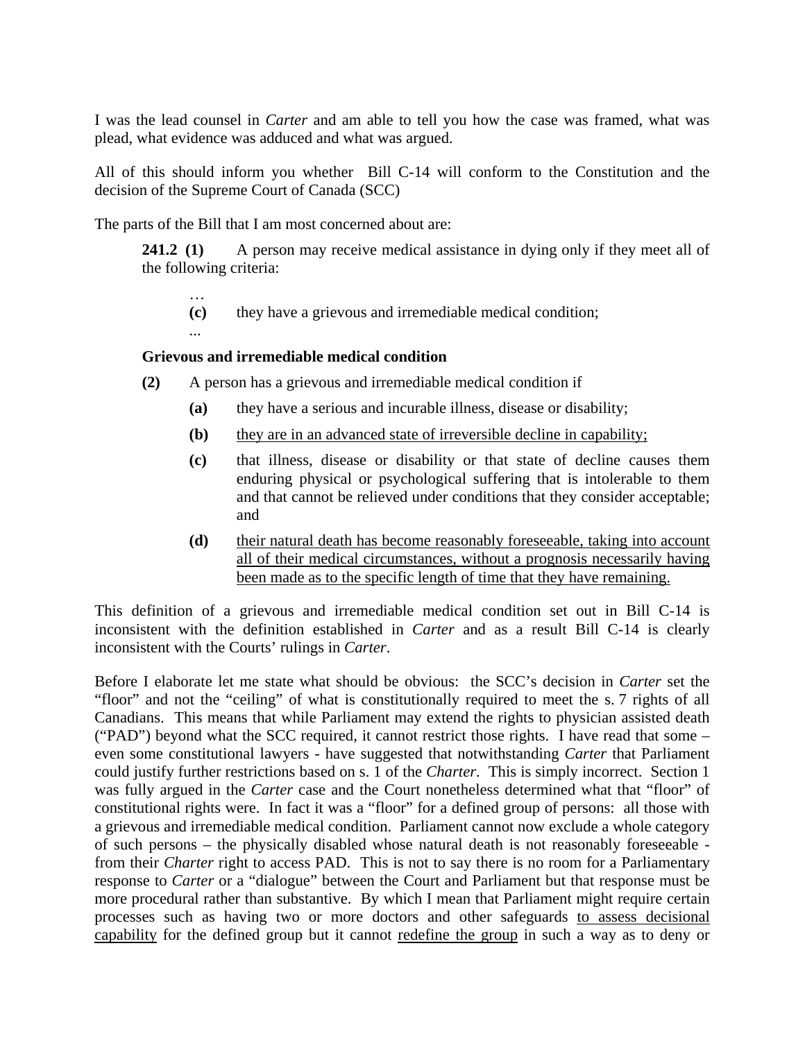I was the lead counsel in *Carter* and am able to tell you how the case was framed, what was plead, what evidence was adduced and what was argued.

All of this should inform you whether Bill C-14 will conform to the Constitution and the decision of the Supreme Court of Canada (SCC)

The parts of the Bill that I am most concerned about are:

> **241.2 (1)** A person may receive medical assistance in dying only if they meet all of the following criteria:
>
> …
>
> **(c)** they have a grievous and irremediable medical condition;
>
> ...
>
> **Grievous and irremediable medical condition**
>
> **(2)** A person has a grievous and irremediable medical condition if
>
> **(a)** they have a serious and incurable illness, disease or disability;
>
> **(b)** <u>they are in an advanced state of irreversible decline in capability;</u>
>
> **(c)** that illness, disease or disability or that state of decline causes them enduring physical or psychological suffering that is intolerable to them and that cannot be relieved under conditions that they consider acceptable; and
>
> **(d)** <u>their natural death has become reasonably foreseeable, taking into account all of their medical circumstances, without a prognosis necessarily having been made as to the specific length of time that they have remaining.</u>

This definition of a grievous and irremediable medical condition set out in Bill C-14 is inconsistent with the definition established in *Carter* and as a result Bill C-14 is clearly inconsistent with the Courts' rulings in *Carter*.

Before I elaborate let me state what should be obvious: the SCC's decision in *Carter* set the "floor" and not the "ceiling" of what is constitutionally required to meet the s. 7 rights of all Canadians. This means that while Parliament may extend the rights to physician assisted death ("PAD") beyond what the SCC required, it cannot restrict those rights. I have read that some – even some constitutional lawyers - have suggested that notwithstanding *Carter* that Parliament could justify further restrictions based on s. 1 of the *Charter*. This is simply incorrect. Section 1 was fully argued in the *Carter* case and the Court nonetheless determined what that "floor" of constitutional rights were. In fact it was a "floor" for a defined group of persons: all those with a grievous and irremediable medical condition. Parliament cannot now exclude a whole category of such persons – the physically disabled whose natural death is not reasonably foreseeable - from their *Charter* right to access PAD. This is not to say there is no room for a Parliamentary response to *Carter* or a "dialogue" between the Court and Parliament but that response must be more procedural rather than substantive. By which I mean that Parliament might require certain processes such as having two or more doctors and other safeguards <u>to assess decisional capability</u> for the defined group but it cannot <u>redefine the group</u> in such a way as to deny or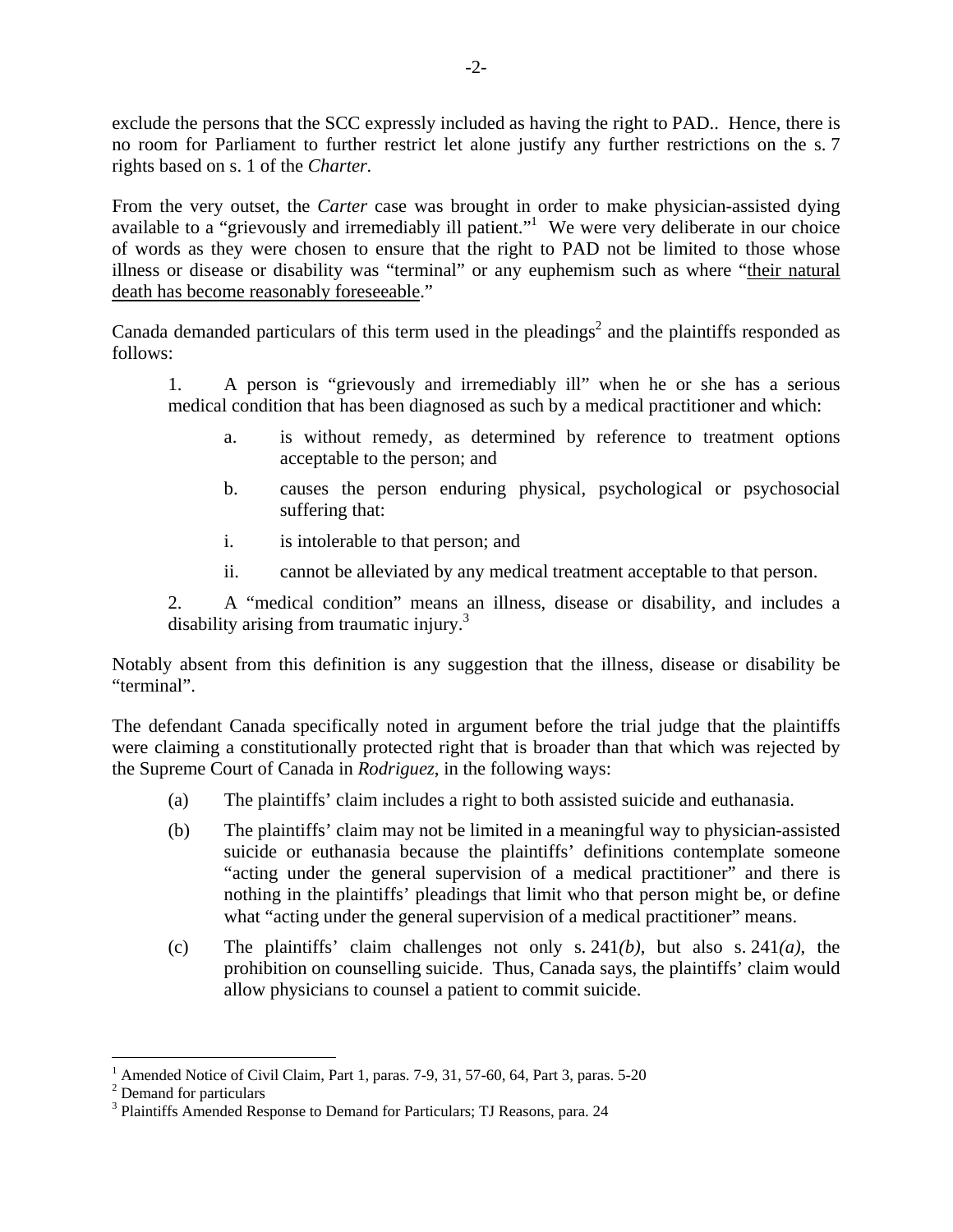exclude the persons that the SCC expressly included as having the right to PAD.. Hence, there is no room for Parliament to further restrict let alone justify any further restrictions on the s. 7 rights based on s. 1 of the *Charter.*

From the very outset, the *Carter* case was brought in order to make physician-assisted dying available to a "grievously and irremediably ill patient."[1] We were very deliberate in our choice of words as they were chosen to ensure that the right to PAD not be limited to those whose illness or disease or disability was "terminal" or any euphemism such as where "<u>their natural death has become reasonably foreseeable</u>."

Canada demanded particulars of this term used in the pleadings[2] and the plaintiffs responded as follows:

> 1. A person is "grievously and irremediably ill" when he or she has a serious medical condition that has been diagnosed as such by a medical practitioner and which:
>
>     a. is without remedy, as determined by reference to treatment options acceptable to the person; and
>
>     b. causes the person enduring physical, psychological or psychosocial suffering that:
>
>     i. is intolerable to that person; and
>
>     ii. cannot be alleviated by any medical treatment acceptable to that person.
>
> 2. A "medical condition" means an illness, disease or disability, and includes a disability arising from traumatic injury.[3]

Notably absent from this definition is any suggestion that the illness, disease or disability be "terminal".

The defendant Canada specifically noted in argument before the trial judge that the plaintiffs were claiming a constitutionally protected right that is broader than that which was rejected by the Supreme Court of Canada in *Rodriguez*, in the following ways:

> (a) The plaintiffs' claim includes a right to both assisted suicide and euthanasia.
>
> (b) The plaintiffs' claim may not be limited in a meaningful way to physician-assisted suicide or euthanasia because the plaintiffs' definitions contemplate someone "acting under the general supervision of a medical practitioner" and there is nothing in the plaintiffs' pleadings that limit who that person might be, or define what "acting under the general supervision of a medical practitioner" means.
>
> (c) The plaintiffs' claim challenges not only s. 241*(b)*, but also s. 241*(a)*, the prohibition on counselling suicide. Thus, Canada says, the plaintiffs' claim would allow physicians to counsel a patient to commit suicide.

---

[1] Amended Notice of Civil Claim, Part 1, paras. 7-9, 31, 57-60, 64, Part 3, paras. 5-20

[2] Demand for particulars

[3] Plaintiffs Amended Response to Demand for Particulars; TJ Reasons, para. 24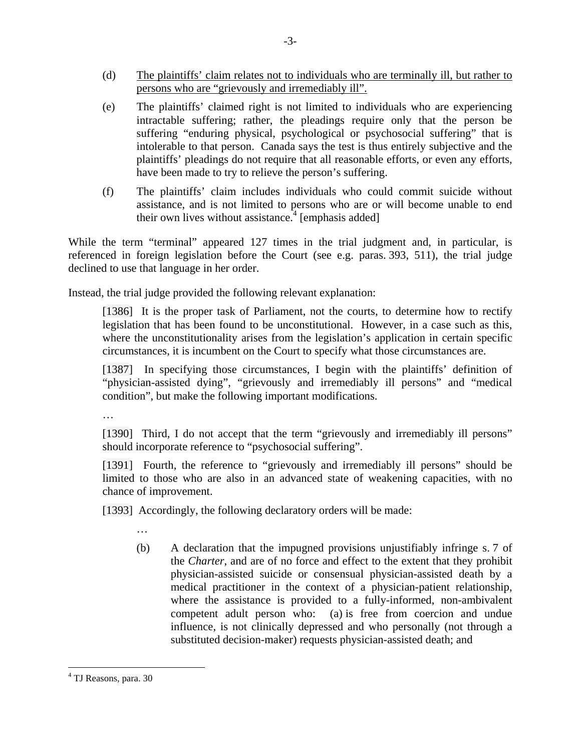(d) <u>The plaintiffs' claim relates not to individuals who are terminally ill, but rather to persons who are "grievously and irremediably ill".</u>

(e) The plaintiffs' claimed right is not limited to individuals who are experiencing intractable suffering; rather, the pleadings require only that the person be suffering "enduring physical, psychological or psychosocial suffering" that is intolerable to that person. Canada says the test is thus entirely subjective and the plaintiffs' pleadings do not require that all reasonable efforts, or even any efforts, have been made to try to relieve the person's suffering.

(f) The plaintiffs' claim includes individuals who could commit suicide without assistance, and is not limited to persons who are or will become unable to end their own lives without assistance.[4] [emphasis added]

While the term "terminal" appeared 127 times in the trial judgment and, in particular, is referenced in foreign legislation before the Court (see e.g. paras. 393, 511), the trial judge declined to use that language in her order.

Instead, the trial judge provided the following relevant explanation:

> [1386] It is the proper task of Parliament, not the courts, to determine how to rectify legislation that has been found to be unconstitutional. However, in a case such as this, where the unconstitutionality arises from the legislation's application in certain specific circumstances, it is incumbent on the Court to specify what those circumstances are.
>
> [1387] In specifying those circumstances, I begin with the plaintiffs' definition of "physician-assisted dying", "grievously and irremediably ill persons" and "medical condition", but make the following important modifications.
>
> …
>
> [1390] Third, I do not accept that the term "grievously and irremediably ill persons" should incorporate reference to "psychosocial suffering".
>
> [1391] Fourth, the reference to "grievously and irremediably ill persons" should be limited to those who are also in an advanced state of weakening capacities, with no chance of improvement.
>
> [1393] Accordingly, the following declaratory orders will be made:
>
> …
>
> (b) A declaration that the impugned provisions unjustifiably infringe s. 7 of the *Charter*, and are of no force and effect to the extent that they prohibit physician-assisted suicide or consensual physician-assisted death by a medical practitioner in the context of a physician-patient relationship, where the assistance is provided to a fully-informed, non-ambivalent competent adult person who: (a) is free from coercion and undue influence, is not clinically depressed and who personally (not through a substituted decision-maker) requests physician-assisted death; and

[4] TJ Reasons, para. 30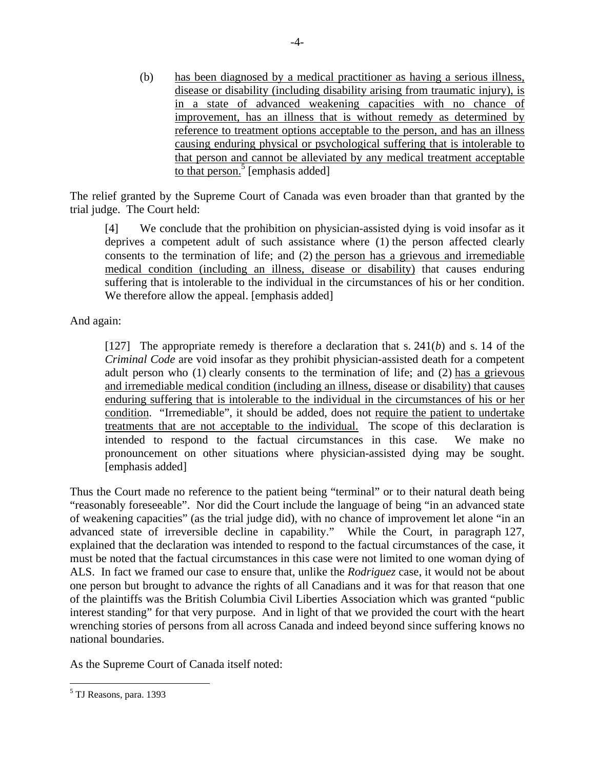(b) has been diagnosed by a medical practitioner as having a serious illness, disease or disability (including disability arising from traumatic injury), is in a state of advanced weakening capacities with no chance of improvement, has an illness that is without remedy as determined by reference to treatment options acceptable to the person, and has an illness causing enduring physical or psychological suffering that is intolerable to that person and cannot be alleviated by any medical treatment acceptable to that person.[5] [emphasis added]

The relief granted by the Supreme Court of Canada was even broader than that granted by the trial judge. The Court held:

> [4] We conclude that the prohibition on physician-assisted dying is void insofar as it deprives a competent adult of such assistance where (1) the person affected clearly consents to the termination of life; and (2) the person has a grievous and irremediable medical condition (including an illness, disease or disability) that causes enduring suffering that is intolerable to the individual in the circumstances of his or her condition. We therefore allow the appeal. [emphasis added]

And again:

> [127] The appropriate remedy is therefore a declaration that s. 241(*b*) and s. 14 of the *Criminal Code* are void insofar as they prohibit physician-assisted death for a competent adult person who (1) clearly consents to the termination of life; and (2) has a grievous and irremediable medical condition (including an illness, disease or disability) that causes enduring suffering that is intolerable to the individual in the circumstances of his or her condition. "Irremediable", it should be added, does not require the patient to undertake treatments that are not acceptable to the individual. The scope of this declaration is intended to respond to the factual circumstances in this case. We make no pronouncement on other situations where physician-assisted dying may be sought. [emphasis added]

Thus the Court made no reference to the patient being "terminal" or to their natural death being "reasonably foreseeable". Nor did the Court include the language of being "in an advanced state of weakening capacities" (as the trial judge did), with no chance of improvement let alone "in an advanced state of irreversible decline in capability." While the Court, in paragraph 127, explained that the declaration was intended to respond to the factual circumstances of the case, it must be noted that the factual circumstances in this case were not limited to one woman dying of ALS. In fact we framed our case to ensure that, unlike the *Rodriguez* case, it would not be about one person but brought to advance the rights of all Canadians and it was for that reason that one of the plaintiffs was the British Columbia Civil Liberties Association which was granted "public interest standing" for that very purpose. And in light of that we provided the court with the heart wrenching stories of persons from all across Canada and indeed beyond since suffering knows no national boundaries.

As the Supreme Court of Canada itself noted:

---

[5] TJ Reasons, para. 1393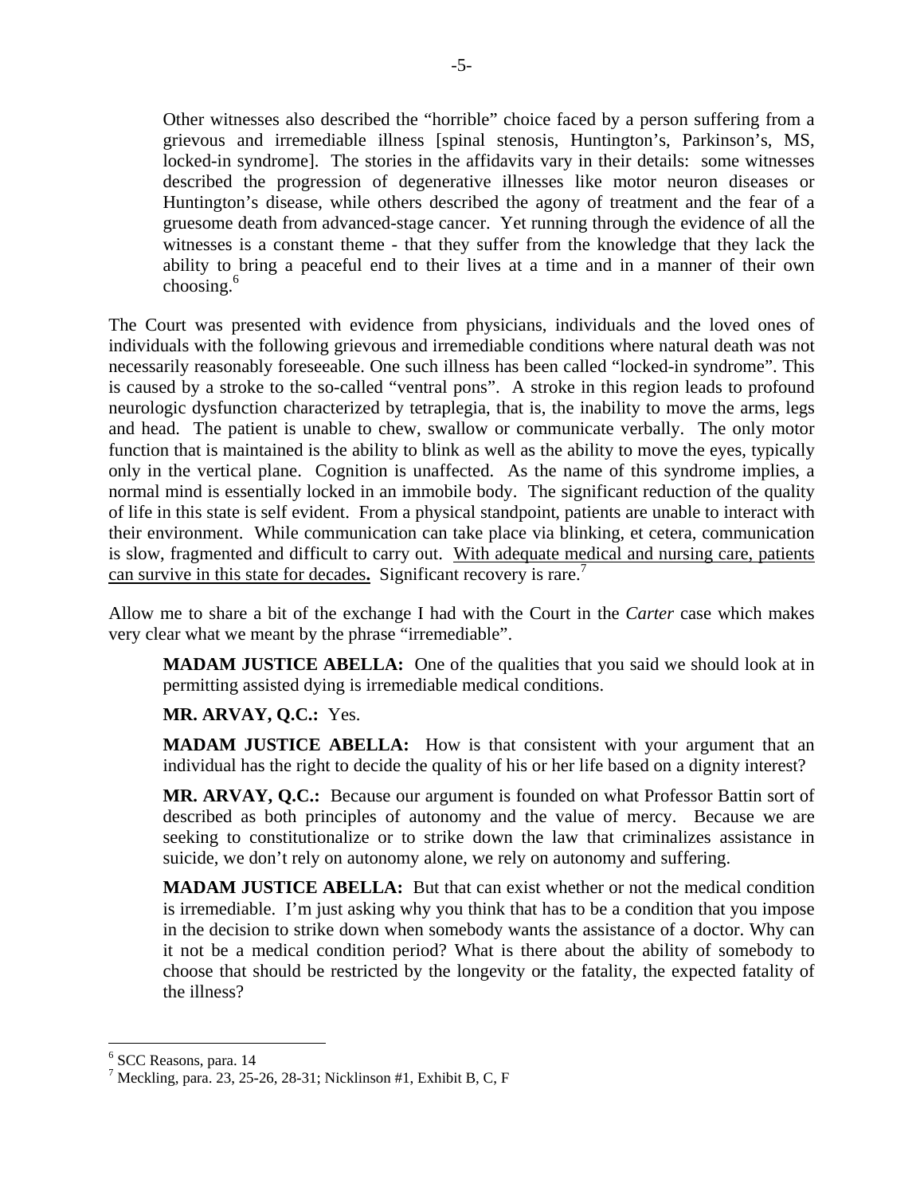> Other witnesses also described the "horrible" choice faced by a person suffering from a grievous and irremediable illness [spinal stenosis, Huntington's, Parkinson's, MS, locked-in syndrome]. The stories in the affidavits vary in their details: some witnesses described the progression of degenerative illnesses like motor neuron diseases or Huntington's disease, while others described the agony of treatment and the fear of a gruesome death from advanced-stage cancer. Yet running through the evidence of all the witnesses is a constant theme - that they suffer from the knowledge that they lack the ability to bring a peaceful end to their lives at a time and in a manner of their own choosing.[6]

The Court was presented with evidence from physicians, individuals and the loved ones of individuals with the following grievous and irremediable conditions where natural death was not necessarily reasonably foreseeable. One such illness has been called "locked-in syndrome". This is caused by a stroke to the so-called "ventral pons". A stroke in this region leads to profound neurologic dysfunction characterized by tetraplegia, that is, the inability to move the arms, legs and head. The patient is unable to chew, swallow or communicate verbally. The only motor function that is maintained is the ability to blink as well as the ability to move the eyes, typically only in the vertical plane. Cognition is unaffected. As the name of this syndrome implies, a normal mind is essentially locked in an immobile body. The significant reduction of the quality of life in this state is self evident. From a physical standpoint, patients are unable to interact with their environment. While communication can take place via blinking, et cetera, communication is slow, fragmented and difficult to carry out. <u>With adequate medical and nursing care, patients can survive in this state for decades</u>**.** Significant recovery is rare.[7]

Allow me to share a bit of the exchange I had with the Court in the *Carter* case which makes very clear what we meant by the phrase "irremediable".

> **MADAM JUSTICE ABELLA:** One of the qualities that you said we should look at in permitting assisted dying is irremediable medical conditions.
>
> **MR. ARVAY, Q.C.:** Yes.
>
> **MADAM JUSTICE ABELLA:** How is that consistent with your argument that an individual has the right to decide the quality of his or her life based on a dignity interest?
>
> **MR. ARVAY, Q.C.:** Because our argument is founded on what Professor Battin sort of described as both principles of autonomy and the value of mercy. Because we are seeking to constitutionalize or to strike down the law that criminalizes assistance in suicide, we don't rely on autonomy alone, we rely on autonomy and suffering.
>
> **MADAM JUSTICE ABELLA:** But that can exist whether or not the medical condition is irremediable. I'm just asking why you think that has to be a condition that you impose in the decision to strike down when somebody wants the assistance of a doctor. Why can it not be a medical condition period? What is there about the ability of somebody to choose that should be restricted by the longevity or the fatality, the expected fatality of the illness?

---

[6] SCC Reasons, para. 14

[7] Meckling, para. 23, 25-26, 28-31; Nicklinson #1, Exhibit B, C, F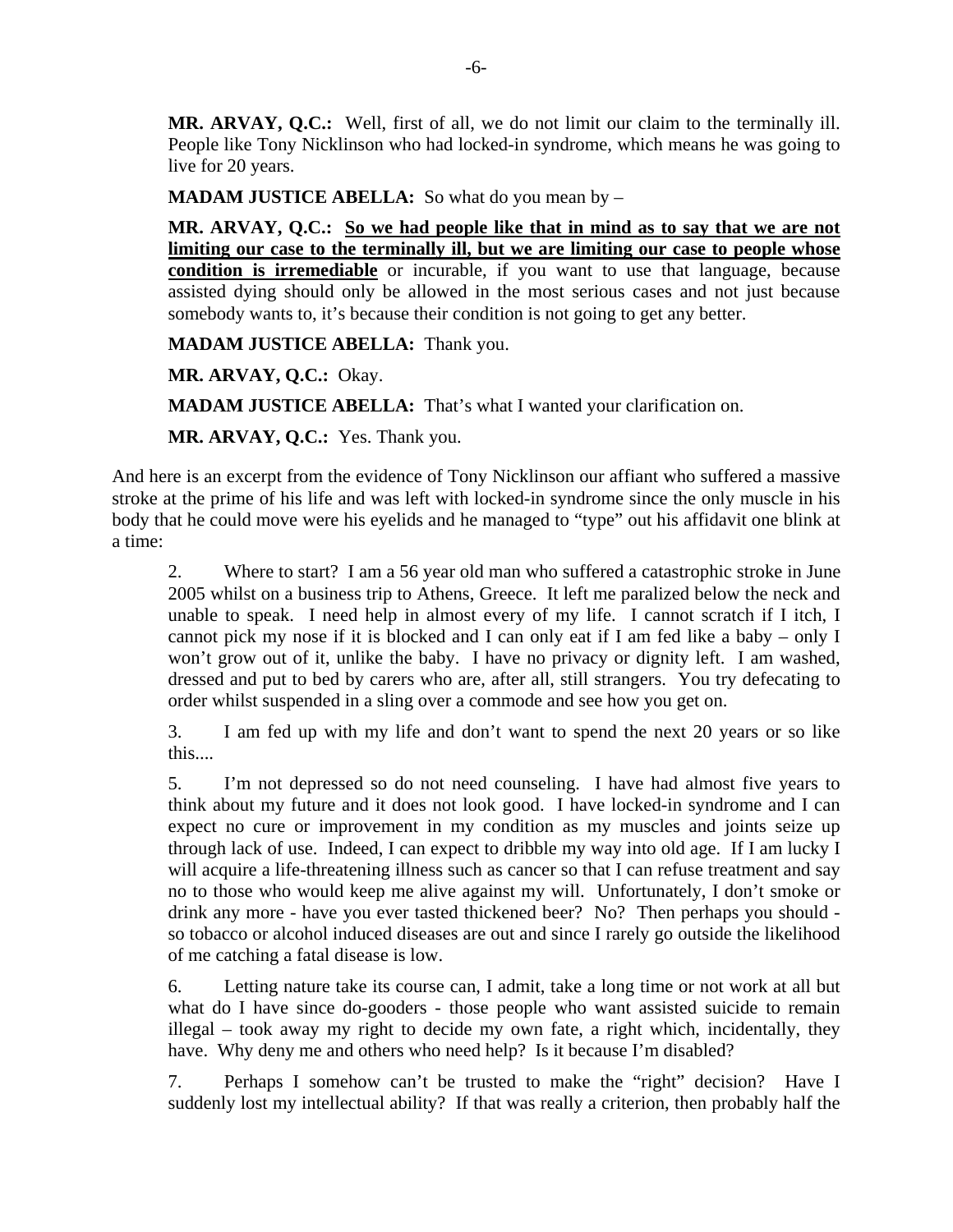**MR. ARVAY, Q.C.:** Well, first of all, we do not limit our claim to the terminally ill. People like Tony Nicklinson who had locked-in syndrome, which means he was going to live for 20 years.

**MADAM JUSTICE ABELLA:** So what do you mean by –

**MR. ARVAY, Q.C.:** **So we had people like that in mind as to say that we are not limiting our case to the terminally ill, but we are limiting our case to people whose condition is irremediable** or incurable, if you want to use that language, because assisted dying should only be allowed in the most serious cases and not just because somebody wants to, it's because their condition is not going to get any better.

**MADAM JUSTICE ABELLA:** Thank you.

**MR. ARVAY, Q.C.:** Okay.

**MADAM JUSTICE ABELLA:** That's what I wanted your clarification on.

**MR. ARVAY, Q.C.:** Yes. Thank you.

And here is an excerpt from the evidence of Tony Nicklinson our affiant who suffered a massive stroke at the prime of his life and was left with locked-in syndrome since the only muscle in his body that he could move were his eyelids and he managed to "type" out his affidavit one blink at a time:

> 2. Where to start? I am a 56 year old man who suffered a catastrophic stroke in June 2005 whilst on a business trip to Athens, Greece. It left me paralized below the neck and unable to speak. I need help in almost every of my life. I cannot scratch if I itch, I cannot pick my nose if it is blocked and I can only eat if I am fed like a baby – only I won't grow out of it, unlike the baby. I have no privacy or dignity left. I am washed, dressed and put to bed by carers who are, after all, still strangers. You try defecating to order whilst suspended in a sling over a commode and see how you get on.
>
> 3. I am fed up with my life and don't want to spend the next 20 years or so like this....
>
> 5. I'm not depressed so do not need counseling. I have had almost five years to think about my future and it does not look good. I have locked-in syndrome and I can expect no cure or improvement in my condition as my muscles and joints seize up through lack of use. Indeed, I can expect to dribble my way into old age. If I am lucky I will acquire a life-threatening illness such as cancer so that I can refuse treatment and say no to those who would keep me alive against my will. Unfortunately, I don't smoke or drink any more - have you ever tasted thickened beer? No? Then perhaps you should - so tobacco or alcohol induced diseases are out and since I rarely go outside the likelihood of me catching a fatal disease is low.
>
> 6. Letting nature take its course can, I admit, take a long time or not work at all but what do I have since do-gooders - those people who want assisted suicide to remain illegal – took away my right to decide my own fate, a right which, incidentally, they have. Why deny me and others who need help? Is it because I'm disabled?
>
> 7. Perhaps I somehow can't be trusted to make the "right" decision? Have I suddenly lost my intellectual ability? If that was really a criterion, then probably half the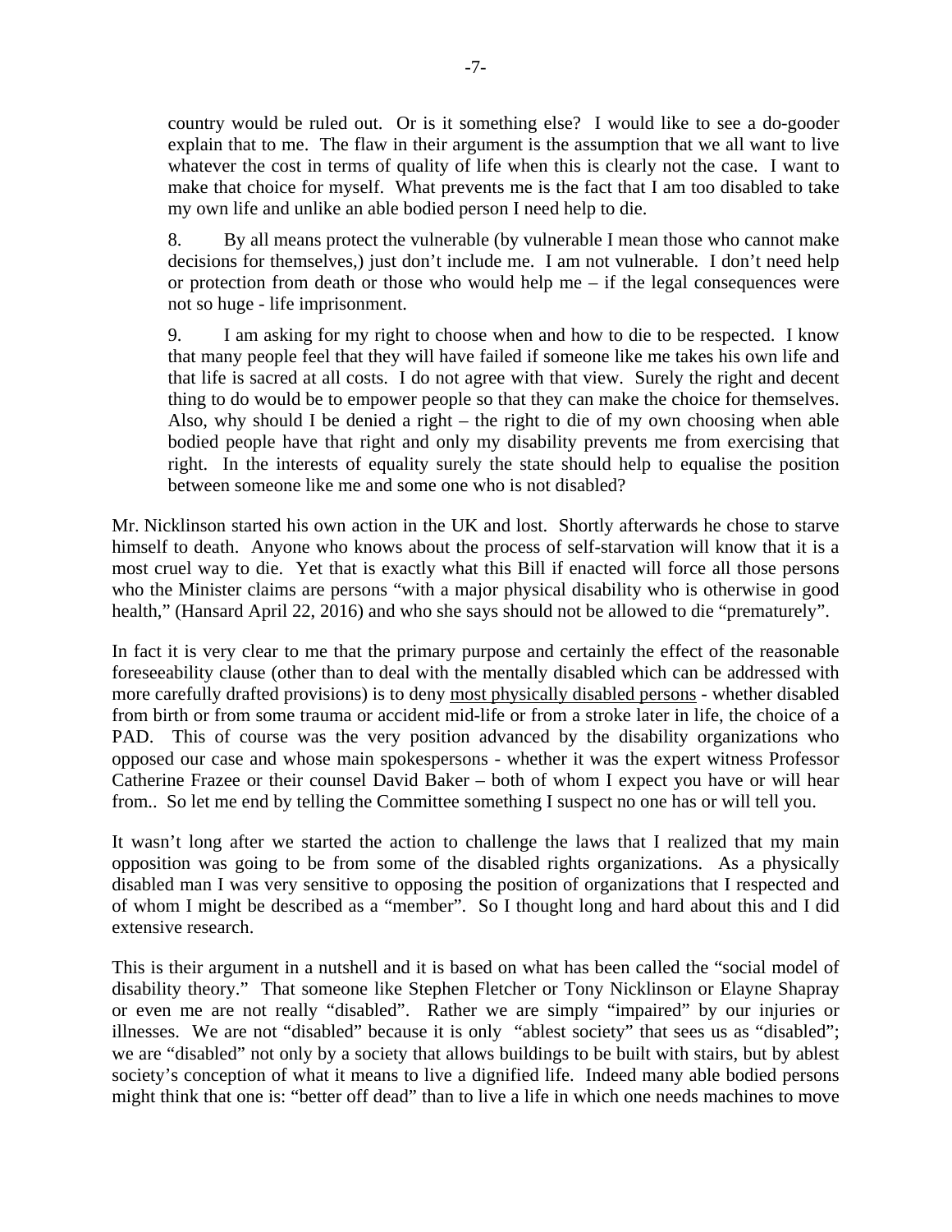country would be ruled out. Or is it something else? I would like to see a do-gooder explain that to me. The flaw in their argument is the assumption that we all want to live whatever the cost in terms of quality of life when this is clearly not the case. I want to make that choice for myself. What prevents me is the fact that I am too disabled to take my own life and unlike an able bodied person I need help to die.

> 8. By all means protect the vulnerable (by vulnerable I mean those who cannot make decisions for themselves,) just don't include me. I am not vulnerable. I don't need help or protection from death or those who would help me – if the legal consequences were not so huge - life imprisonment.
>
> 9. I am asking for my right to choose when and how to die to be respected. I know that many people feel that they will have failed if someone like me takes his own life and that life is sacred at all costs. I do not agree with that view. Surely the right and decent thing to do would be to empower people so that they can make the choice for themselves. Also, why should I be denied a right – the right to die of my own choosing when able bodied people have that right and only my disability prevents me from exercising that right. In the interests of equality surely the state should help to equalise the position between someone like me and some one who is not disabled?

Mr. Nicklinson started his own action in the UK and lost. Shortly afterwards he chose to starve himself to death. Anyone who knows about the process of self-starvation will know that it is a most cruel way to die. Yet that is exactly what this Bill if enacted will force all those persons who the Minister claims are persons "with a major physical disability who is otherwise in good health," (Hansard April 22, 2016) and who she says should not be allowed to die "prematurely".

In fact it is very clear to me that the primary purpose and certainly the effect of the reasonable foreseeability clause (other than to deal with the mentally disabled which can be addressed with more carefully drafted provisions) is to deny <u>most physically disabled persons</u> - whether disabled from birth or from some trauma or accident mid-life or from a stroke later in life, the choice of a PAD. This of course was the very position advanced by the disability organizations who opposed our case and whose main spokespersons - whether it was the expert witness Professor Catherine Frazee or their counsel David Baker – both of whom I expect you have or will hear from.. So let me end by telling the Committee something I suspect no one has or will tell you.

It wasn't long after we started the action to challenge the laws that I realized that my main opposition was going to be from some of the disabled rights organizations. As a physically disabled man I was very sensitive to opposing the position of organizations that I respected and of whom I might be described as a "member". So I thought long and hard about this and I did extensive research.

This is their argument in a nutshell and it is based on what has been called the "social model of disability theory." That someone like Stephen Fletcher or Tony Nicklinson or Elayne Shapray or even me are not really "disabled". Rather we are simply "impaired" by our injuries or illnesses. We are not "disabled" because it is only "ablest society" that sees us as "disabled"; we are "disabled" not only by a society that allows buildings to be built with stairs, but by ablest society's conception of what it means to live a dignified life. Indeed many able bodied persons might think that one is: "better off dead" than to live a life in which one needs machines to move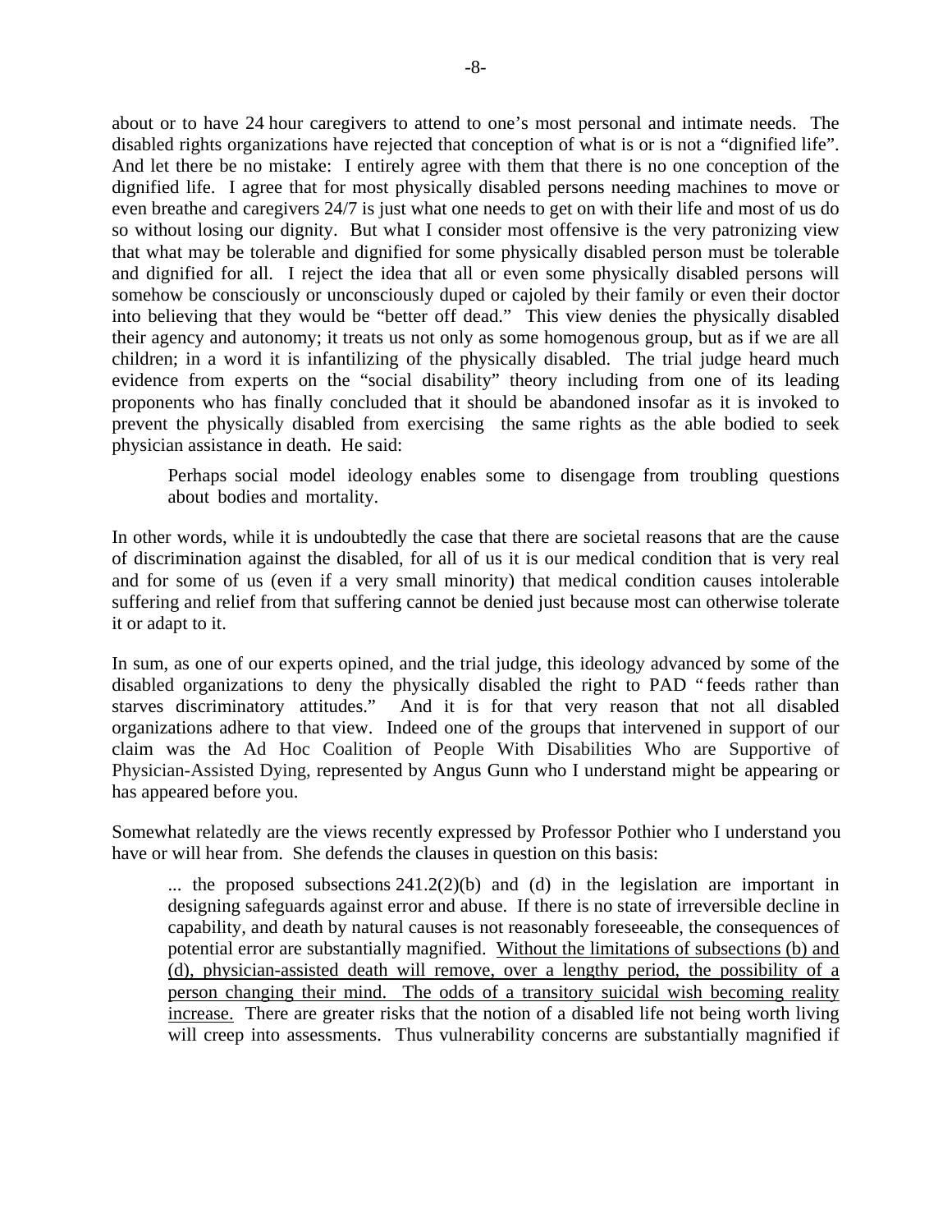about or to have 24 hour caregivers to attend to one's most personal and intimate needs. The disabled rights organizations have rejected that conception of what is or is not a "dignified life". And let there be no mistake: I entirely agree with them that there is no one conception of the dignified life. I agree that for most physically disabled persons needing machines to move or even breathe and caregivers 24/7 is just what one needs to get on with their life and most of us do so without losing our dignity. But what I consider most offensive is the very patronizing view that what may be tolerable and dignified for some physically disabled person must be tolerable and dignified for all. I reject the idea that all or even some physically disabled persons will somehow be consciously or unconsciously duped or cajoled by their family or even their doctor into believing that they would be "better off dead." This view denies the physically disabled their agency and autonomy; it treats us not only as some homogenous group, but as if we are all children; in a word it is infantilizing of the physically disabled. The trial judge heard much evidence from experts on the "social disability" theory including from one of its leading proponents who has finally concluded that it should be abandoned insofar as it is invoked to prevent the physically disabled from exercising the same rights as the able bodied to seek physician assistance in death. He said:

> Perhaps social model ideology enables some to disengage from troubling questions about bodies and mortality.

In other words, while it is undoubtedly the case that there are societal reasons that are the cause of discrimination against the disabled, for all of us it is our medical condition that is very real and for some of us (even if a very small minority) that medical condition causes intolerable suffering and relief from that suffering cannot be denied just because most can otherwise tolerate it or adapt to it.

In sum, as one of our experts opined, and the trial judge, this ideology advanced by some of the disabled organizations to deny the physically disabled the right to PAD "feeds rather than starves discriminatory attitudes." And it is for that very reason that not all disabled organizations adhere to that view. Indeed one of the groups that intervened in support of our claim was the Ad Hoc Coalition of People With Disabilities Who are Supportive of Physician-Assisted Dying, represented by Angus Gunn who I understand might be appearing or has appeared before you.

Somewhat relatedly are the views recently expressed by Professor Pothier who I understand you have or will hear from. She defends the clauses in question on this basis:

> ... the proposed subsections 241.2(2)(b) and (d) in the legislation are important in designing safeguards against error and abuse. If there is no state of irreversible decline in capability, and death by natural causes is not reasonably foreseeable, the consequences of potential error are substantially magnified. <u>Without the limitations of subsections (b) and (d), physician-assisted death will remove, over a lengthy period, the possibility of a person changing their mind. The odds of a transitory suicidal wish becoming reality increase.</u> There are greater risks that the notion of a disabled life not being worth living will creep into assessments. Thus vulnerability concerns are substantially magnified if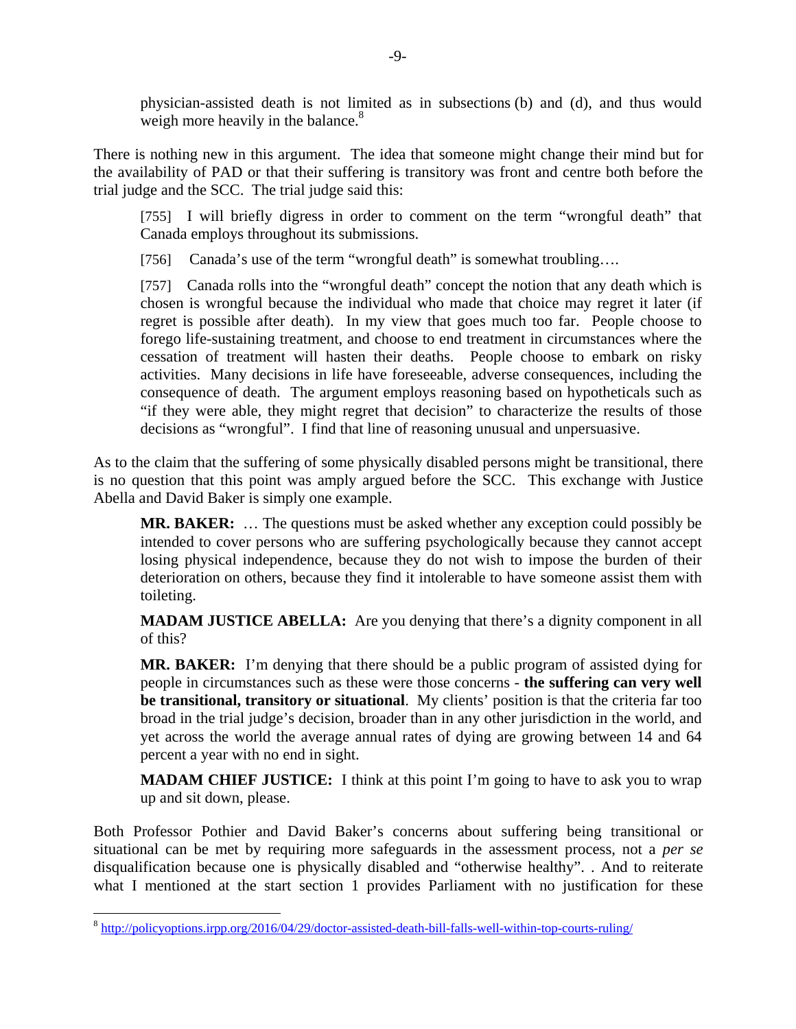> physician-assisted death is not limited as in subsections (b) and (d), and thus would weigh more heavily in the balance.[8]

There is nothing new in this argument. The idea that someone might change their mind but for the availability of PAD or that their suffering is transitory was front and centre both before the trial judge and the SCC. The trial judge said this:

> [755] I will briefly digress in order to comment on the term "wrongful death" that Canada employs throughout its submissions.
>
> [756] Canada's use of the term "wrongful death" is somewhat troubling….
>
> [757] Canada rolls into the "wrongful death" concept the notion that any death which is chosen is wrongful because the individual who made that choice may regret it later (if regret is possible after death). In my view that goes much too far. People choose to forego life-sustaining treatment, and choose to end treatment in circumstances where the cessation of treatment will hasten their deaths. People choose to embark on risky activities. Many decisions in life have foreseeable, adverse consequences, including the consequence of death. The argument employs reasoning based on hypotheticals such as "if they were able, they might regret that decision" to characterize the results of those decisions as "wrongful". I find that line of reasoning unusual and unpersuasive.

As to the claim that the suffering of some physically disabled persons might be transitional, there is no question that this point was amply argued before the SCC. This exchange with Justice Abella and David Baker is simply one example.

> **MR. BAKER:** … The questions must be asked whether any exception could possibly be intended to cover persons who are suffering psychologically because they cannot accept losing physical independence, because they do not wish to impose the burden of their deterioration on others, because they find it intolerable to have someone assist them with toileting.
>
> **MADAM JUSTICE ABELLA:** Are you denying that there's a dignity component in all of this?
>
> **MR. BAKER:** I'm denying that there should be a public program of assisted dying for people in circumstances such as these were those concerns - **the suffering can very well be transitional, transitory or situational**. My clients' position is that the criteria far too broad in the trial judge's decision, broader than in any other jurisdiction in the world, and yet across the world the average annual rates of dying are growing between 14 and 64 percent a year with no end in sight.
>
> **MADAM CHIEF JUSTICE:** I think at this point I'm going to have to ask you to wrap up and sit down, please.

Both Professor Pothier and David Baker's concerns about suffering being transitional or situational can be met by requiring more safeguards in the assessment process, not a *per se* disqualification because one is physically disabled and "otherwise healthy". . And to reiterate what I mentioned at the start section 1 provides Parliament with no justification for these

---

[8] http://policyoptions.irpp.org/2016/04/29/doctor-assisted-death-bill-falls-well-within-top-courts-ruling/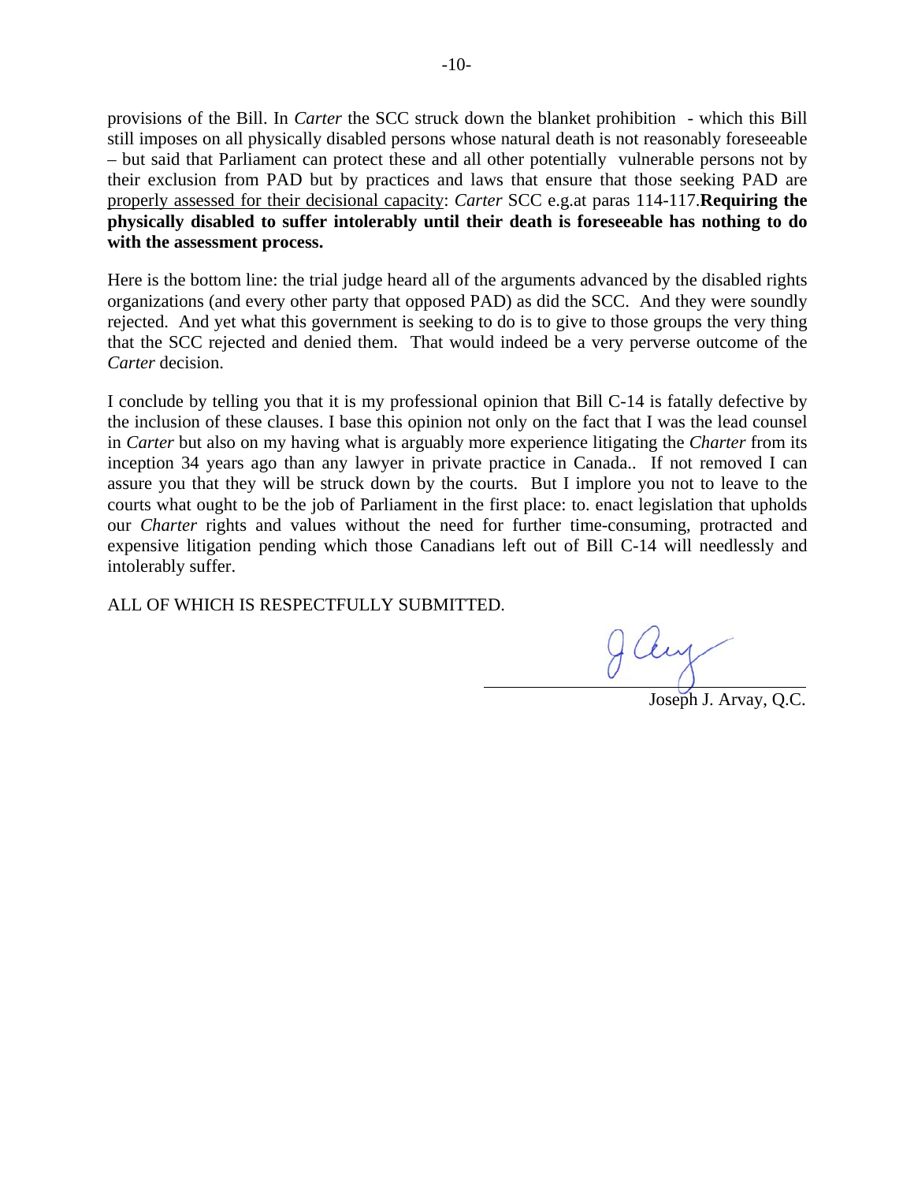provisions of the Bill. In *Carter* the SCC struck down the blanket prohibition - which this Bill still imposes on all physically disabled persons whose natural death is not reasonably foreseeable – but said that Parliament can protect these and all other potentially vulnerable persons not by their exclusion from PAD but by practices and laws that ensure that those seeking PAD are <u>properly assessed for their decisional capacity</u>: *Carter* SCC e.g.at paras 114-117.**Requiring the physically disabled to suffer intolerably until their death is foreseeable has nothing to do with the assessment process.**

Here is the bottom line: the trial judge heard all of the arguments advanced by the disabled rights organizations (and every other party that opposed PAD) as did the SCC. And they were soundly rejected. And yet what this government is seeking to do is to give to those groups the very thing that the SCC rejected and denied them. That would indeed be a very perverse outcome of the *Carter* decision.

I conclude by telling you that it is my professional opinion that Bill C-14 is fatally defective by the inclusion of these clauses. I base this opinion not only on the fact that I was the lead counsel in *Carter* but also on my having what is arguably more experience litigating the *Charter* from its inception 34 years ago than any lawyer in private practice in Canada.. If not removed I can assure you that they will be struck down by the courts. But I implore you not to leave to the courts what ought to be the job of Parliament in the first place: to. enact legislation that upholds our *Charter* rights and values without the need for further time-consuming, protracted and expensive litigation pending which those Canadians left out of Bill C-14 will needlessly and intolerably suffer.

ALL OF WHICH IS RESPECTFULLY SUBMITTED.

Joseph J. Arvay, Q.C.